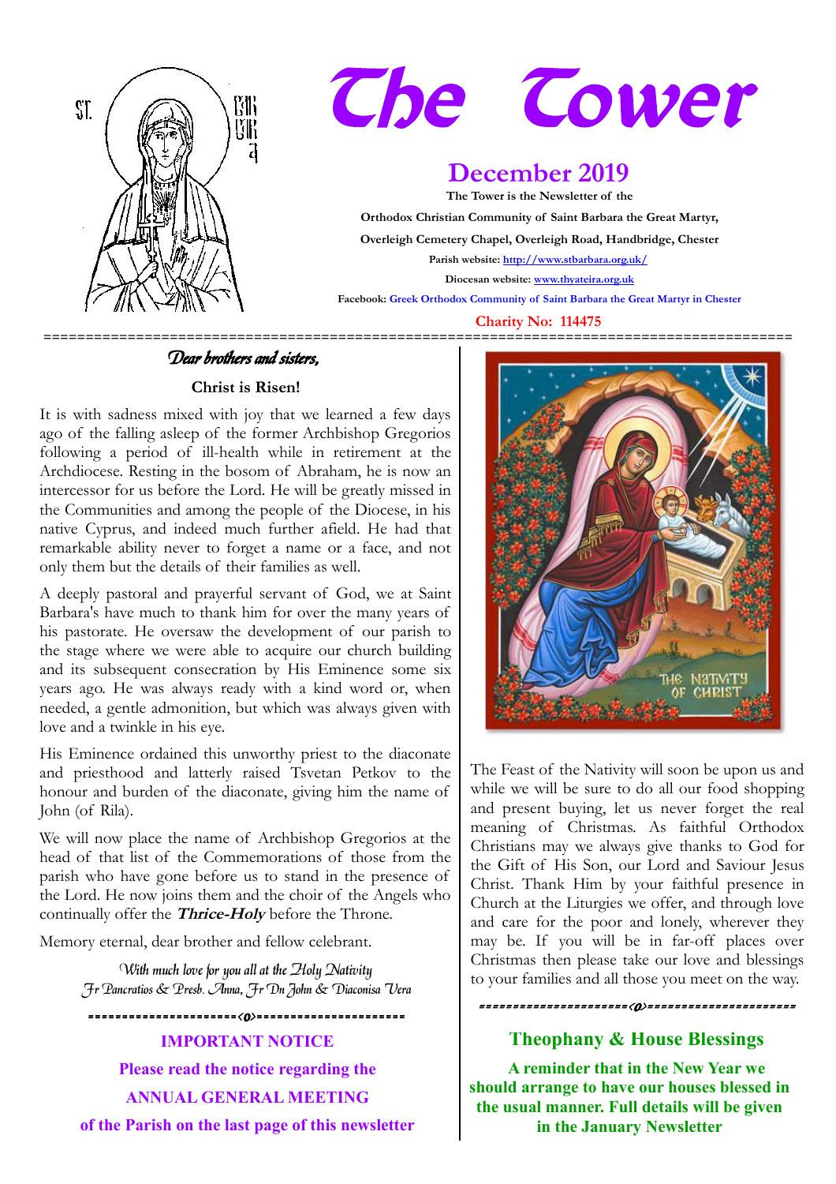# The Tower

## December 2019

**The Tower is the Newsletter of the**

**Orthodox Christian Community of Saint Barbara the Great Martyr,**

**Overleigh Cemetery Chapel, Overleigh Road, Handbridge, Chester**

**Parish website:** http://www.stbarbara.org.uk/

**Diocesan website:** www.thyateira.org.uk

**Facebook:** Greek Orthodox Community of Saint Barbara the Great Martyr in Chester

**Charity No: 114475**

*Dear brothers and sisters,*

**Christ is Risen!**

It is with sadness mixed with joy that we learned a few days ago of the falling asleep of the former Archbishop Gregorios following a period of ill-health while in retirement at the Archdiocese. Resting in the bosom of Abraham, he is now an intercessor for us before the Lord. He will be greatly missed in the Communities and among the people of the Diocese, in his native Cyprus, and indeed much further afield. He had that remarkable ability never to forget a name or a face, and not only them but the details of their families as well.

A deeply pastoral and prayerful servant of God, we at Saint Barbara's have much to thank him for over the many years of his pastorate. He oversaw the development of our parish to the stage where we were able to acquire our church building and its subsequent consecration by His Eminence some six years ago. He was always ready with a kind word or, when needed, a gentle admonition, but which was always given with love and a twinkle in his eye.

His Eminence ordained this unworthy priest to the diaconate and priesthood and latterly raised Tsvetan Petkov to the honour and burden of the diaconate, giving him the name of John (of Rila).

We will now place the name of Archbishop Gregorios at the head of that list of the Commemorations of those from the parish who have gone before us to stand in the presence of the Lord. He now joins them and the choir of the Angels who continually offer the ***Thrice-Holy*** before the Throne.

Memory eternal, dear brother and fellow celebrant.

*With much love for you all at the Holy Nativity*
*Fr Pancratios & Presb. Anna, Fr Dn John & Diaconisa Vera*

======================<o>======================

**IMPORTANT NOTICE**

**Please read the notice regarding the ANNUAL GENERAL MEETING of the Parish on the last page of this newsletter**

THE NATIVITY OF CHRIST

The Feast of the Nativity will soon be upon us and while we will be sure to do all our food shopping and present buying, let us never forget the real meaning of Christmas. As faithful Orthodox Christians may we always give thanks to God for the Gift of His Son, our Lord and Saviour Jesus Christ. Thank Him by your faithful presence in Church at the Liturgies we offer, and through love and care for the poor and lonely, wherever they may be. If you will be in far-off places over Christmas then please take our love and blessings to your families and all those you meet on the way.

======================<o>======================

## Theophany & House Blessings

**A reminder that in the New Year we should arrange to have our houses blessed in the usual manner. Full details will be given in the January Newsletter**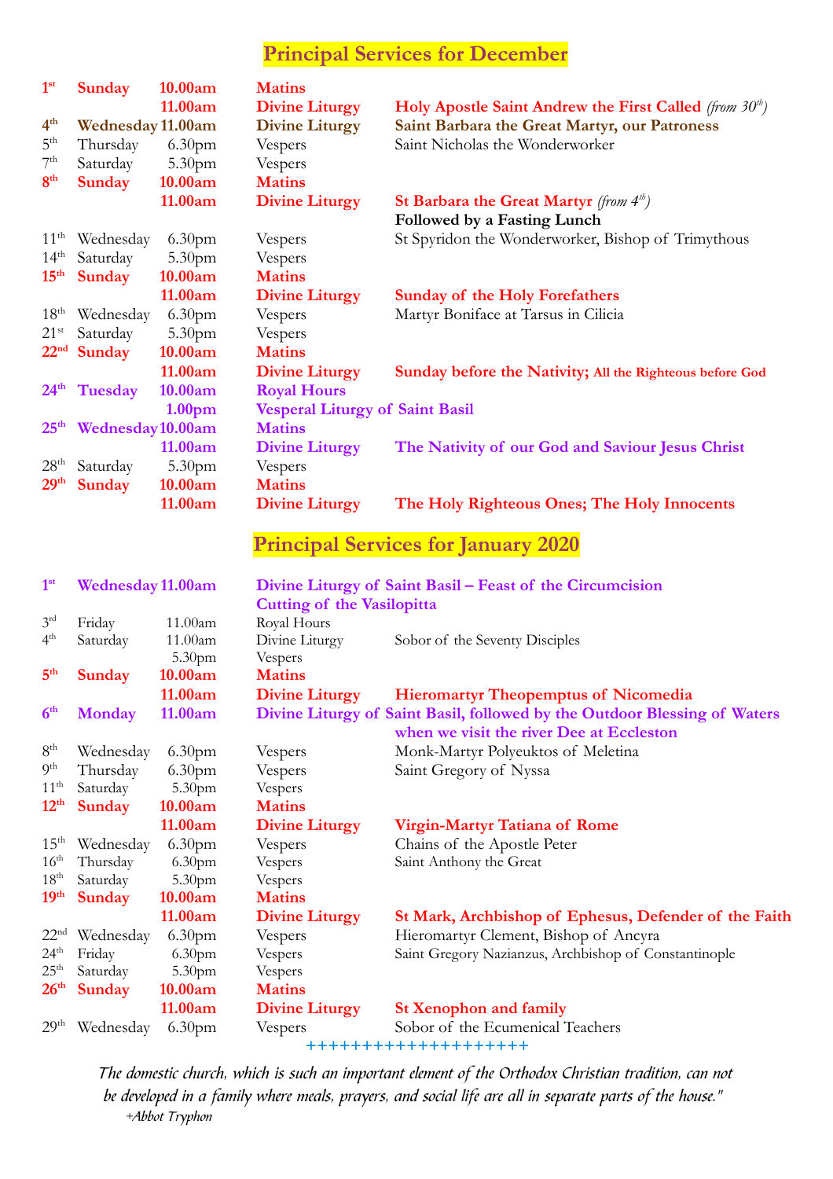## Principal Services for December

| | | | | |
|---|---|---|---|---|
| **1st** | **Sunday** | **10.00am** | **Matins** | |
| | | **11.00am** | **Divine Liturgy** | **Holy Apostle Saint Andrew the First Called** *(from 30th)* |
| **4th** | **Wednesday** | **11.00am** | **Divine Liturgy** | **Saint Barbara the Great Martyr, our Patroness** |
| 5th | Thursday | 6.30pm | Vespers | Saint Nicholas the Wonderworker |
| 7th | Saturday | 5.30pm | Vespers | |
| **8th** | **Sunday** | **10.00am** | **Matins** | |
| | | **11.00am** | **Divine Liturgy** | **St Barbara the Great Martyr** *(from 4th)* |
| | | | | **Followed by a Fasting Lunch** |
| 11th | Wednesday | 6.30pm | Vespers | St Spyridon the Wonderworker, Bishop of Trimythous |
| 14th | Saturday | 5.30pm | Vespers | |
| **15th** | **Sunday** | **10.00am** | **Matins** | |
| | | **11.00am** | **Divine Liturgy** | **Sunday of the Holy Forefathers** |
| 18th | Wednesday | 6.30pm | Vespers | Martyr Boniface at Tarsus in Cilicia |
| 21st | Saturday | 5.30pm | Vespers | |
| **22nd** | **Sunday** | **10.00am** | **Matins** | |
| | | **11.00am** | **Divine Liturgy** | **Sunday before the Nativity; All the Righteous before God** |
| **24th** | **Tuesday** | **10.00am** | **Royal Hours** | |
| | | **1.00pm** | **Vesperal Liturgy of Saint Basil** | |
| **25th** | **Wednesday** | **10.00am** | **Matins** | |
| | | **11.00am** | **Divine Liturgy** | **The Nativity of our God and Saviour Jesus Christ** |
| 28th | Saturday | 5.30pm | Vespers | |
| **29th** | **Sunday** | **10.00am** | **Matins** | |
| | | **11.00am** | **Divine Liturgy** | **The Holy Righteous Ones; The Holy Innocents** |

## Principal Services for January 2020

| | | | | |
|---|---|---|---|---|
| **1st** | **Wednesday** | **11.00am** | **Divine Liturgy of Saint Basil – Feast of the Circumcision** | |
| | | | **Cutting of the Vasilopitta** | |
| 3rd | Friday | 11.00am | Royal Hours | |
| 4th | Saturday | 11.00am | Divine Liturgy | Sobor of the Seventy Disciples |
| | | 5.30pm | Vespers | |
| **5th** | **Sunday** | **10.00am** | **Matins** | |
| | | **11.00am** | **Divine Liturgy** | **Hieromartyr Theopemptus of Nicomedia** |
| **6th** | **Monday** | **11.00am** | **Divine Liturgy of Saint Basil, followed by the Outdoor Blessing of Waters** | |
| | | | | **when we visit the river Dee at Eccleston** |
| 8th | Wednesday | 6.30pm | Vespers | Monk-Martyr Polyeuktos of Meletina |
| 9th | Thursday | 6.30pm | Vespers | Saint Gregory of Nyssa |
| 11th | Saturday | 5.30pm | Vespers | |
| **12th** | **Sunday** | **10.00am** | **Matins** | |
| | | **11.00am** | **Divine Liturgy** | **Virgin-Martyr Tatiana of Rome** |
| 15th | Wednesday | 6.30pm | Vespers | Chains of the Apostle Peter |
| 16th | Thursday | 6.30pm | Vespers | Saint Anthony the Great |
| 18th | Saturday | 5.30pm | Vespers | |
| **19th** | **Sunday** | **10.00am** | **Matins** | |
| | | **11.00am** | **Divine Liturgy** | **St Mark, Archbishop of Ephesus, Defender of the Faith** |
| 22nd | Wednesday | 6.30pm | Vespers | Hieromartyr Clement, Bishop of Ancyra |
| 24th | Friday | 6.30pm | Vespers | Saint Gregory Nazianzus, Archbishop of Constantinople |
| 25th | Saturday | 5.30pm | Vespers | |
| **26th** | **Sunday** | **10.00am** | **Matins** | |
| | | **11.00am** | **Divine Liturgy** | **St Xenophon and family** |
| 29th | Wednesday | 6.30pm | Vespers | Sobor of the Ecumenical Teachers |

+++++++++++++++++++

*The domestic church, which is such an important element of the Orthodox Christian tradition, can not be developed in a family where meals, prayers, and social life are all in separate parts of the house."*
*+Abbot Tryphon*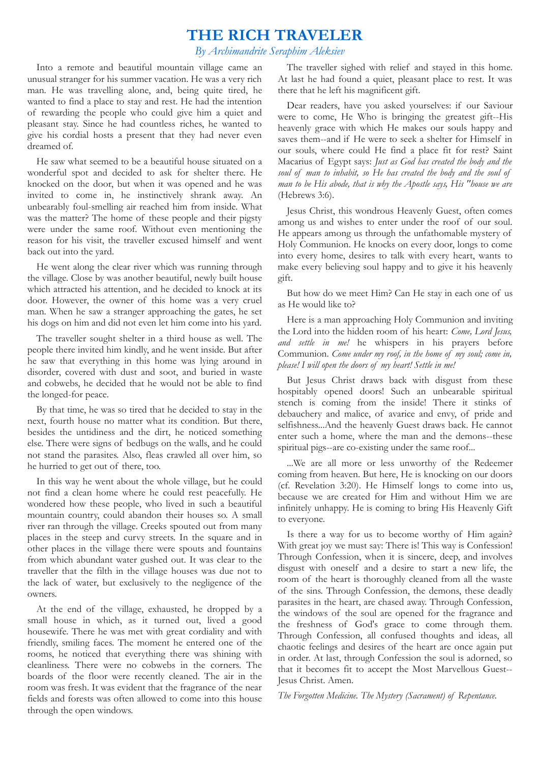# THE RICH TRAVELER

*By Archimandrite Seraphim Aleksiev*

Into a remote and beautiful mountain village came an unusual stranger for his summer vacation. He was a very rich man. He was travelling alone, and, being quite tired, he wanted to find a place to stay and rest. He had the intention of rewarding the people who could give him a quiet and pleasant stay. Since he had countless riches, he wanted to give his cordial hosts a present that they had never even dreamed of.

He saw what seemed to be a beautiful house situated on a wonderful spot and decided to ask for shelter there. He knocked on the door, but when it was opened and he was invited to come in, he instinctively shrank away. An unbearably foul-smelling air reached him from inside. What was the matter? The home of these people and their pigsty were under the same roof. Without even mentioning the reason for his visit, the traveller excused himself and went back out into the yard.

He went along the clear river which was running through the village. Close by was another beautiful, newly built house which attracted his attention, and he decided to knock at its door. However, the owner of this home was a very cruel man. When he saw a stranger approaching the gates, he set his dogs on him and did not even let him come into his yard.

The traveller sought shelter in a third house as well. The people there invited him kindly, and he went inside. But after he saw that everything in this home was lying around in disorder, covered with dust and soot, and buried in waste and cobwebs, he decided that he would not be able to find the longed-for peace.

By that time, he was so tired that he decided to stay in the next, fourth house no matter what its condition. But there, besides the untidiness and the dirt, he noticed something else. There were signs of bedbugs on the walls, and he could not stand the parasites. Also, fleas crawled all over him, so he hurried to get out of there, too.

In this way he went about the whole village, but he could not find a clean home where he could rest peacefully. He wondered how these people, who lived in such a beautiful mountain country, could abandon their houses so. A small river ran through the village. Creeks spouted out from many places in the steep and curvy streets. In the square and in other places in the village there were spouts and fountains from which abundant water gushed out. It was clear to the traveller that the filth in the village houses was due not to the lack of water, but exclusively to the negligence of the owners.

At the end of the village, exhausted, he dropped by a small house in which, as it turned out, lived a good housewife. There he was met with great cordiality and with friendly, smiling faces. The moment he entered one of the rooms, he noticed that everything there was shining with cleanliness. There were no cobwebs in the corners. The boards of the floor were recently cleaned. The air in the room was fresh. It was evident that the fragrance of the near fields and forests was often allowed to come into this house through the open windows.

The traveller sighed with relief and stayed in this home. At last he had found a quiet, pleasant place to rest. It was there that he left his magnificent gift.

Dear readers, have you asked yourselves: if our Saviour were to come, He Who is bringing the greatest gift--His heavenly grace with which He makes our souls happy and saves them--and if He were to seek a shelter for Himself in our souls, where could He find a place fit for rest? Saint Macarius of Egypt says: *Just as God has created the body and the soul of man to inhabit, so He has created the body and the soul of man to be His abode, that is why the Apostle says, His "house we are* (Hebrews 3:6).

Jesus Christ, this wondrous Heavenly Guest, often comes among us and wishes to enter under the roof of our soul. He appears among us through the unfathomable mystery of Holy Communion. He knocks on every door, longs to come into every home, desires to talk with every heart, wants to make every believing soul happy and to give it his heavenly gift.

But how do we meet Him? Can He stay in each one of us as He would like to?

Here is a man approaching Holy Communion and inviting the Lord into the hidden room of his heart: *Come, Lord Jesus, and settle in me!* he whispers in his prayers before Communion. *Come under my roof, in the home of my soul; come in, please! I will open the doors of my heart! Settle in me!*

But Jesus Christ draws back with disgust from these hospitably opened doors! Such an unbearable spiritual stench is coming from the inside! There it stinks of debauchery and malice, of avarice and envy, of pride and selfishness...And the heavenly Guest draws back. He cannot enter such a home, where the man and the demons--these spiritual pigs--are co-existing under the same roof...

...We are all more or less unworthy of the Redeemer coming from heaven. But here, He is knocking on our doors (cf. Revelation 3:20). He Himself longs to come into us, because we are created for Him and without Him we are infinitely unhappy. He is coming to bring His Heavenly Gift to everyone.

Is there a way for us to become worthy of Him again? With great joy we must say: There is! This way is Confession! Through Confession, when it is sincere, deep, and involves disgust with oneself and a desire to start a new life, the room of the heart is thoroughly cleaned from all the waste of the sins. Through Confession, the demons, these deadly parasites in the heart, are chased away. Through Confession, the windows of the soul are opened for the fragrance and the freshness of God's grace to come through them. Through Confession, all confused thoughts and ideas, all chaotic feelings and desires of the heart are once again put in order. At last, through Confession the soul is adorned, so that it becomes fit to accept the Most Marvellous Guest--Jesus Christ. Amen.

*The Forgotten Medicine. The Mystery (Sacrament) of Repentance.*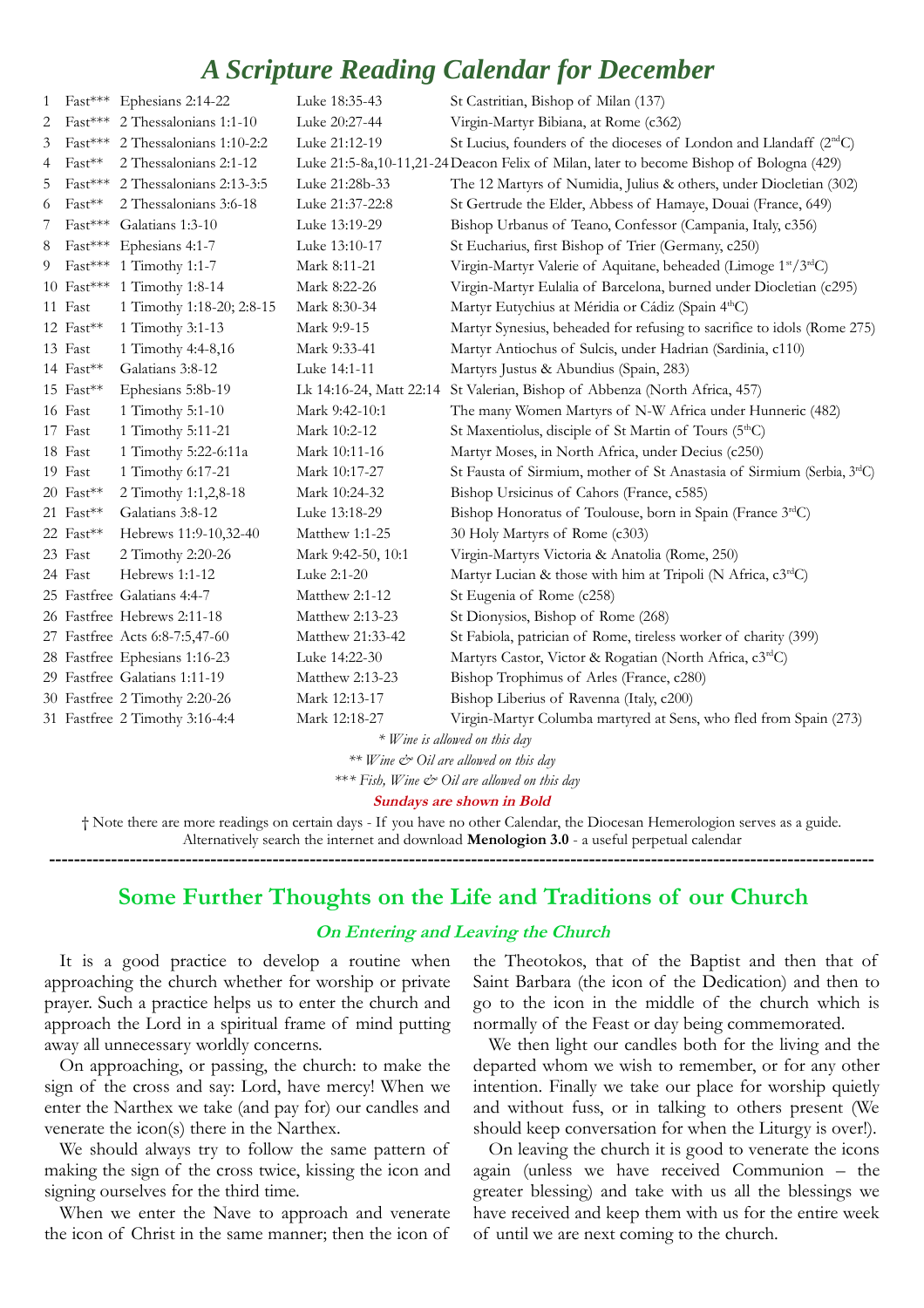# A Scripture Reading Calendar for December

| | | | | |
|---|---|---|---|---|
| 1 | Fast*** | Ephesians 2:14-22 | Luke 18:35-43 | St Castritian, Bishop of Milan (137) |
| 2 | Fast*** | 2 Thessalonians 1:1-10 | Luke 20:27-44 | Virgin-Martyr Bibiana, at Rome (c362) |
| 3 | Fast*** | 2 Thessalonians 1:10-2:2 | Luke 21:12-19 | St Lucius, founders of the dioceses of London and Llandaff (2nd C) |
| 4 | Fast** | 2 Thessalonians 2:1-12 | Luke 21:5-8a,10-11,21-24 | Deacon Felix of Milan, later to become Bishop of Bologna (429) |
| 5 | Fast*** | 2 Thessalonians 2:13-3:5 | Luke 21:28b-33 | The 12 Martyrs of Numidia, Julius & others, under Diocletian (302) |
| 6 | Fast** | 2 Thessalonians 3:6-18 | Luke 21:37-22:8 | St Gertrude the Elder, Abbess of Hamaye, Douai (France, 649) |
| 7 | Fast*** | Galatians 1:3-10 | Luke 13:19-29 | Bishop Urbanus of Teano, Confessor (Campania, Italy, c356) |
| 8 | Fast*** | Ephesians 4:1-7 | Luke 13:10-17 | St Eucharius, first Bishop of Trier (Germany, c250) |
| 9 | Fast*** | 1 Timothy 1:1-7 | Mark 8:11-21 | Virgin-Martyr Valerie of Aquitane, beheaded (Limoge 1st/3rd C) |
| 10 | Fast*** | 1 Timothy 1:8-14 | Mark 8:22-26 | Virgin-Martyr Eulalia of Barcelona, burned under Diocletian (c295) |
| 11 | Fast | 1 Timothy 1:18-20; 2:8-15 | Mark 8:30-34 | Martyr Eutychius at Mérida or Cádiz (Spain 4th C) |
| 12 | Fast** | 1 Timothy 3:1-13 | Mark 9:9-15 | Martyr Synesius, beheaded for refusing to sacrifice to idols (Rome 275) |
| 13 | Fast | 1 Timothy 4:4-8,16 | Mark 9:33-41 | Martyr Antiochus of Sulcis, under Hadrian (Sardinia, c110) |
| 14 | Fast** | Galatians 3:8-12 | Luke 14:1-11 | Martyrs Justus & Abundius (Spain, 283) |
| 15 | Fast** | Ephesians 5:8b-19 | Lk 14:16-24, Matt 22:14 | St Valerian, Bishop of Abbenza (North Africa, 457) |
| 16 | Fast | 1 Timothy 5:1-10 | Mark 9:42-10:1 | The many Women Martyrs of N-W Africa under Hunneric (482) |
| 17 | Fast | 1 Timothy 5:11-21 | Mark 10:2-12 | St Maxentiolus, disciple of St Martin of Tours (5th C) |
| 18 | Fast | 1 Timothy 5:22-6:11a | Mark 10:11-16 | Martyr Moses, in North Africa, under Decius (c250) |
| 19 | Fast | 1 Timothy 6:17-21 | Mark 10:17-27 | St Fausta of Sirmium, mother of St Anastasia of Sirmium (Serbia, 3rd C) |
| 20 | Fast** | 2 Timothy 1:1,2,8-18 | Mark 10:24-32 | Bishop Ursicinus of Cahors (France, c585) |
| 21 | Fast** | Galatians 3:8-12 | Luke 13:18-29 | Bishop Honoratus of Toulouse, born in Spain (France 3rd C) |
| 22 | Fast** | Hebrews 11:9-10,32-40 | Matthew 1:1-25 | 30 Holy Martyrs of Rome (c303) |
| 23 | Fast | 2 Timothy 2:20-26 | Mark 9:42-50, 10:1 | Virgin-Martyrs Victoria & Anatolia (Rome, 250) |
| 24 | Fast | Hebrews 1:1-12 | Luke 2:1-20 | Martyr Lucian & those with him at Tripoli (N Africa, c3rd C) |
| 25 | Fastfree | Galatians 4:4-7 | Matthew 2:1-12 | St Eugenia of Rome (c258) |
| 26 | Fastfree | Hebrews 2:11-18 | Matthew 2:13-23 | St Dionysios, Bishop of Rome (268) |
| 27 | Fastfree | Acts 6:8-7:5,47-60 | Matthew 21:33-42 | St Fabiola, patrician of Rome, tireless worker of charity (399) |
| 28 | Fastfree | Ephesians 1:16-23 | Luke 14:22-30 | Martyrs Castor, Victor & Rogatian (North Africa, c3rd C) |
| 29 | Fastfree | Galatians 1:11-19 | Matthew 2:13-23 | Bishop Trophimus of Arles (France, c280) |
| 30 | Fastfree | 2 Timothy 2:20-26 | Mark 12:13-17 | Bishop Liberius of Ravenna (Italy, c200) |
| 31 | Fastfree | 2 Timothy 3:16-4:4 | Mark 12:18-27 | Virgin-Martyr Columba martyred at Sens, who fled from Spain (273) |

*\* Wine is allowed on this day*

*\*\* Wine & Oil are allowed on this day*

*\*\*\* Fish, Wine & Oil are allowed on this day*

**Sundays are shown in Bold**

† Note there are more readings on certain days - If you have no other Calendar, the Diocesan Hemerologion serves as a guide. Alternatively search the internet and download **Menologion 3.0** - a useful perpetual calendar

---

## Some Further Thoughts on the Life and Traditions of our Church

### On Entering and Leaving the Church

It is a good practice to develop a routine when approaching the church whether for worship or private prayer. Such a practice helps us to enter the church and approach the Lord in a spiritual frame of mind putting away all unnecessary worldly concerns.

On approaching, or passing, the church: to make the sign of the cross and say: Lord, have mercy! When we enter the Narthex we take (and pay for) our candles and venerate the icon(s) there in the Narthex.

We should always try to follow the same pattern of making the sign of the cross twice, kissing the icon and signing ourselves for the third time.

When we enter the Nave to approach and venerate the icon of Christ in the same manner; then the icon of the Theotokos, that of the Baptist and then that of Saint Barbara (the icon of the Dedication) and then to go to the icon in the middle of the church which is normally of the Feast or day being commemorated.

We then light our candles both for the living and the departed whom we wish to remember, or for any other intention. Finally we take our place for worship quietly and without fuss, or in talking to others present (We should keep conversation for when the Liturgy is over!).

On leaving the church it is good to venerate the icons again (unless we have received Communion – the greater blessing) and take with us all the blessings we have received and keep them with us for the entire week of until we are next coming to the church.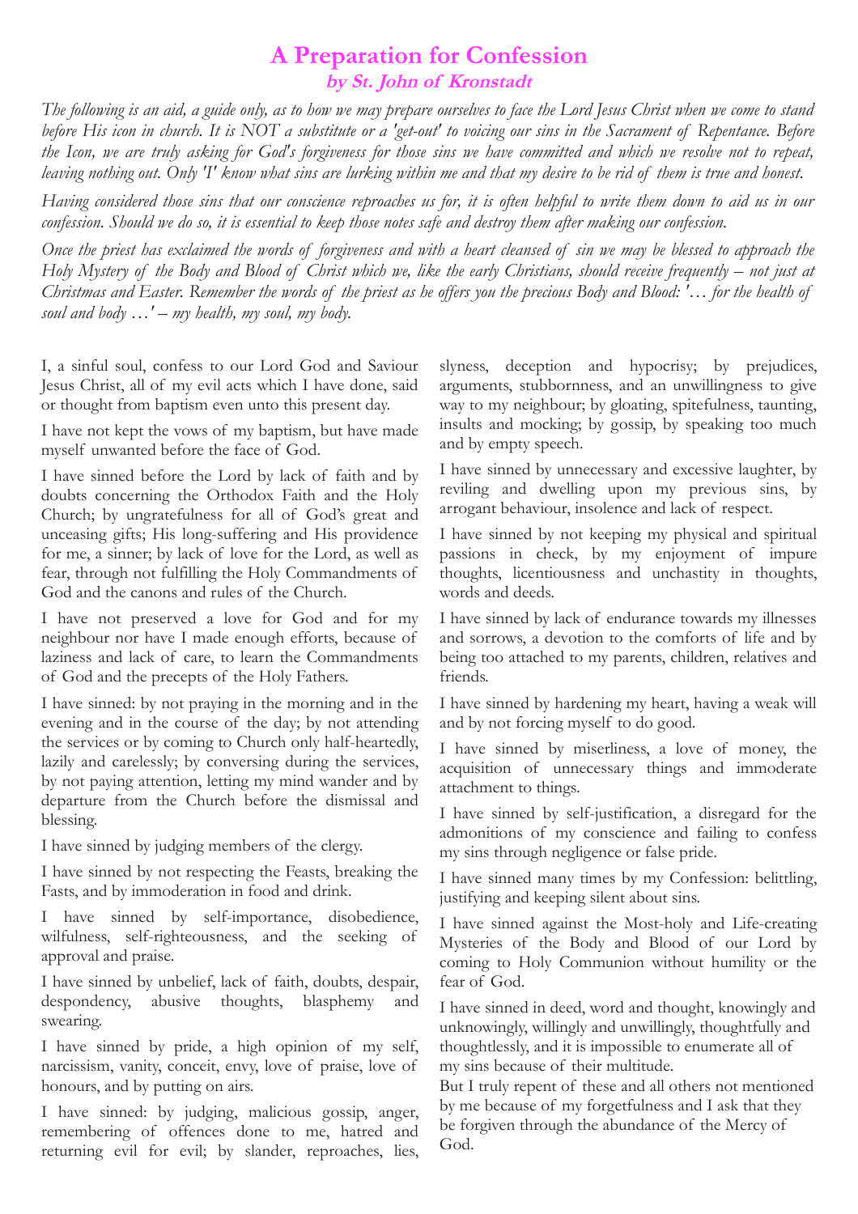# A Preparation for Confession

### *by St. John of Kronstadt*

*The following is an aid, a guide only, as to how we may prepare ourselves to face the Lord Jesus Christ when we come to stand before His icon in church. It is NOT a substitute or a 'get-out' to voicing our sins in the Sacrament of Repentance. Before the Icon, we are truly asking for God's forgiveness for those sins we have committed and which we resolve not to repeat, leaving nothing out. Only 'I' know what sins are lurking within me and that my desire to be rid of them is true and honest.*

*Having considered those sins that our conscience reproaches us for, it is often helpful to write them down to aid us in our confession. Should we do so, it is essential to keep those notes safe and destroy them after making our confession.*

*Once the priest has exclaimed the words of forgiveness and with a heart cleansed of sin we may be blessed to approach the Holy Mystery of the Body and Blood of Christ which we, like the early Christians, should receive frequently – not just at Christmas and Easter. Remember the words of the priest as he offers you the precious Body and Blood: '… for the health of soul and body …' – my health, my soul, my body.*

I, a sinful soul, confess to our Lord God and Saviour Jesus Christ, all of my evil acts which I have done, said or thought from baptism even unto this present day.

I have not kept the vows of my baptism, but have made myself unwanted before the face of God.

I have sinned before the Lord by lack of faith and by doubts concerning the Orthodox Faith and the Holy Church; by ungratefulness for all of God's great and unceasing gifts; His long-suffering and His providence for me, a sinner; by lack of love for the Lord, as well as fear, through not fulfilling the Holy Commandments of God and the canons and rules of the Church.

I have not preserved a love for God and for my neighbour nor have I made enough efforts, because of laziness and lack of care, to learn the Commandments of God and the precepts of the Holy Fathers.

I have sinned: by not praying in the morning and in the evening and in the course of the day; by not attending the services or by coming to Church only half-heartedly, lazily and carelessly; by conversing during the services, by not paying attention, letting my mind wander and by departure from the Church before the dismissal and blessing.

I have sinned by judging members of the clergy.

I have sinned by not respecting the Feasts, breaking the Fasts, and by immoderation in food and drink.

I have sinned by self-importance, disobedience, wilfulness, self-righteousness, and the seeking of approval and praise.

I have sinned by unbelief, lack of faith, doubts, despair, despondency, abusive thoughts, blasphemy and swearing.

I have sinned by pride, a high opinion of my self, narcissism, vanity, conceit, envy, love of praise, love of honours, and by putting on airs.

I have sinned: by judging, malicious gossip, anger, remembering of offences done to me, hatred and returning evil for evil; by slander, reproaches, lies, slyness, deception and hypocrisy; by prejudices, arguments, stubbornness, and an unwillingness to give way to my neighbour; by gloating, spitefulness, taunting, insults and mocking; by gossip, by speaking too much and by empty speech.

I have sinned by unnecessary and excessive laughter, by reviling and dwelling upon my previous sins, by arrogant behaviour, insolence and lack of respect.

I have sinned by not keeping my physical and spiritual passions in check, by my enjoyment of impure thoughts, licentiousness and unchastity in thoughts, words and deeds.

I have sinned by lack of endurance towards my illnesses and sorrows, a devotion to the comforts of life and by being too attached to my parents, children, relatives and friends.

I have sinned by hardening my heart, having a weak will and by not forcing myself to do good.

I have sinned by miserliness, a love of money, the acquisition of unnecessary things and immoderate attachment to things.

I have sinned by self-justification, a disregard for the admonitions of my conscience and failing to confess my sins through negligence or false pride.

I have sinned many times by my Confession: belittling, justifying and keeping silent about sins.

I have sinned against the Most-holy and Life-creating Mysteries of the Body and Blood of our Lord by coming to Holy Communion without humility or the fear of God.

I have sinned in deed, word and thought, knowingly and unknowingly, willingly and unwillingly, thoughtfully and thoughtlessly, and it is impossible to enumerate all of my sins because of their multitude.

But I truly repent of these and all others not mentioned by me because of my forgetfulness and I ask that they be forgiven through the abundance of the Mercy of God.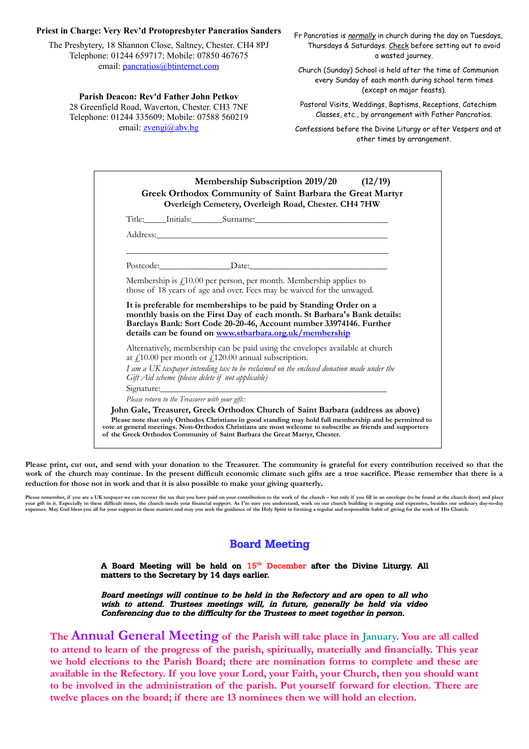**Priest in Charge: Very Rev'd Protopresbyter Pancratios Sanders**

The Presbytery, 18 Shannon Close, Saltney, Chester. CH4 8PJ
Telephone: 01244 659717; Mobile: 07850 467675
email: pancratios@btinternet.com

**Parish Deacon: Rev'd Father John Petkov**
28 Greenfield Road, Waverton, Chester. CH3 7NF
Telephone: 01244 335609; Mobile: 07588 560219
email: zvengi@abv.bg

Fr Pancratios is *normally* in church during the day on Tuesdays, Thursdays & Saturdays. Check before setting out to avoid a wasted journey.

Church (Sunday) School is held after the time of Communion every Sunday of each month during school term times (except on major feasts).

Pastoral Visits, Weddings, Baptisms, Receptions, Catechism Classes, etc., by arrangement with Father Pancratios.

Confessions before the Divine Liturgy or after Vespers and at other times by arrangement.

---

**Membership Subscription 2019/20 (12/19)**
**Greek Orthodox Community of Saint Barbara the Great Martyr**
**Overleigh Cemetery, Overleigh Road, Chester. CH4 7HW**

Title:_____Initials:_______Surname:_____________________________

Address:________________________________________________

________________________________________________________

Postcode:_______________Date:____________________________

Membership is £10.00 per person, per month. Membership applies to those of 18 years of age and over. Fees may be waived for the unwaged.

**It is preferable for memberships to be paid by Standing Order on a monthly basis on the First Day of each month. St Barbara's Bank details: Barclays Bank: Sort Code 20-20-46, Account number 33974146. Further details can be found on www.stbarbara.org.uk/membership**

Alternatively, membership can be paid using the envelopes available at church at £10.00 per month or £120.00 annual subscription.

*I am a UK taxpayer intending tax to be reclaimed on the enclosed donation made under the Gift Aid scheme (please delete if not applicable)*

Signature:_______________________________________________

*Please return to the Treasurer with your gift::*

**John Gale, Treasurer, Greek Orthodox Church of Saint Barbara (address as above)**

**Please note that only Orthodox Christians in good standing may hold full membership and be permitted to vote at general meetings. Non-Orthodox Christians are most welcome to subscribe as friends and supporters of the Greek Orthodox Community of Saint Barbara the Great Martyr, Chester.**

---

**Please print, cut out, and send with your donation to the Treasurer. The community is grateful for every contribution received so that the work of the church may continue. In the present difficult economic climate such gifts are a true sacrifice. Please remember that there is a reduction for those not in work and that it is also possible to make your giving quarterly.**

**Please remember, if you are a UK taxpayer we can recover the tax that you have paid on your contribution to the work of the church – but only if you fill in an envelope (to be found at the church door) and place your gift in it. Especially in these difficult times, the church needs your financial support. As I'm sure you understand, work on our church building is ongoing and expensive, besides our ordinary day-to-day expenses. May God bless you all for your support in these matters and may you seek the guidance of the Holy Spirit in forming a regular and responsible habit of giving for the work of His Church.**

## Board Meeting

**A Board Meeting will be held on 15th December after the Divine Liturgy. All matters to the Secretary by 14 days earlier.**

***Board meetings will continue to be held in the Refectory and are open to all who wish to attend. Trustees meetings will, in future, generally be held via video Conferencing due to the difficulty for the Trustees to meet together in person.***

**The Annual General Meeting of the Parish will take place in January. You are all called to attend to learn of the progress of the parish, spiritually, materially and financially. This year we hold elections to the Parish Board; there are nomination forms to complete and these are available in the Refectory. If you love your Lord, your Faith, your Church, then you should want to be involved in the administration of the parish. Put yourself forward for election. There are twelve places on the board; if there are 13 nominees then we will hold an election.**